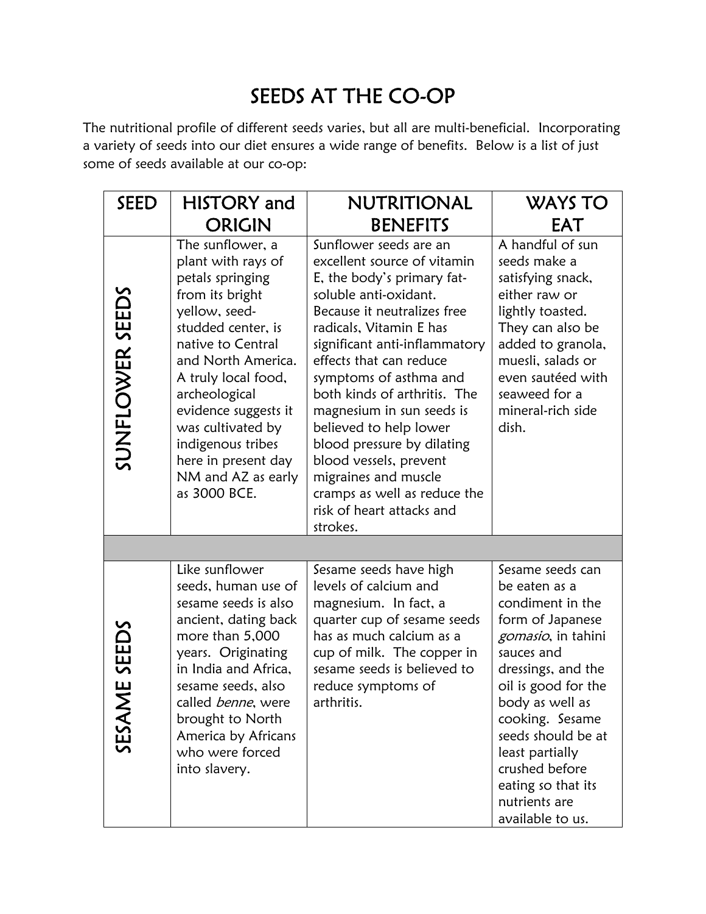# SEEDS AT THE CO-OP

The nutritional profile of different seeds varies, but all are multi-beneficial. Incorporating a variety of seeds into our diet ensures a wide range of benefits. Below is a list of just some of seeds available at our co-op:

| SEED | HISTORY and ORIGIN | NUTRITIONAL BENEFITS | WAYS TO EAT |
|---|---|---|---|
| SUNFLOWER SEEDS | The sunflower, a plant with rays of petals springing from its bright yellow, seed-studded center, is native to Central and North America. A truly local food, archeological evidence suggests it was cultivated by indigenous tribes here in present day NM and AZ as early as 3000 BCE. | Sunflower seeds are an excellent source of vitamin E, the body's primary fat-soluble anti-oxidant. Because it neutralizes free radicals, Vitamin E has significant anti-inflammatory effects that can reduce symptoms of asthma and both kinds of arthritis. The magnesium in sun seeds is believed to help lower blood pressure by dilating blood vessels, prevent migraines and muscle cramps as well as reduce the risk of heart attacks and strokes. | A handful of sun seeds make a satisfying snack, either raw or lightly toasted. They can also be added to granola, muesli, salads or even sautéed with seaweed for a mineral-rich side dish. |
| | | | |
| SESAME SEEDS | Like sunflower seeds, human use of sesame seeds is also ancient, dating back more than 5,000 years. Originating in India and Africa, sesame seeds, also called *benne*, were brought to North America by Africans who were forced into slavery. | Sesame seeds have high levels of calcium and magnesium. In fact, a quarter cup of sesame seeds has as much calcium as a cup of milk. The copper in sesame seeds is believed to reduce symptoms of arthritis. | Sesame seeds can be eaten as a condiment in the form of Japanese *gomasio*, in tahini sauces and dressings, and the oil is good for the body as well as cooking. Sesame seeds should be at least partially crushed before eating so that its nutrients are available to us. |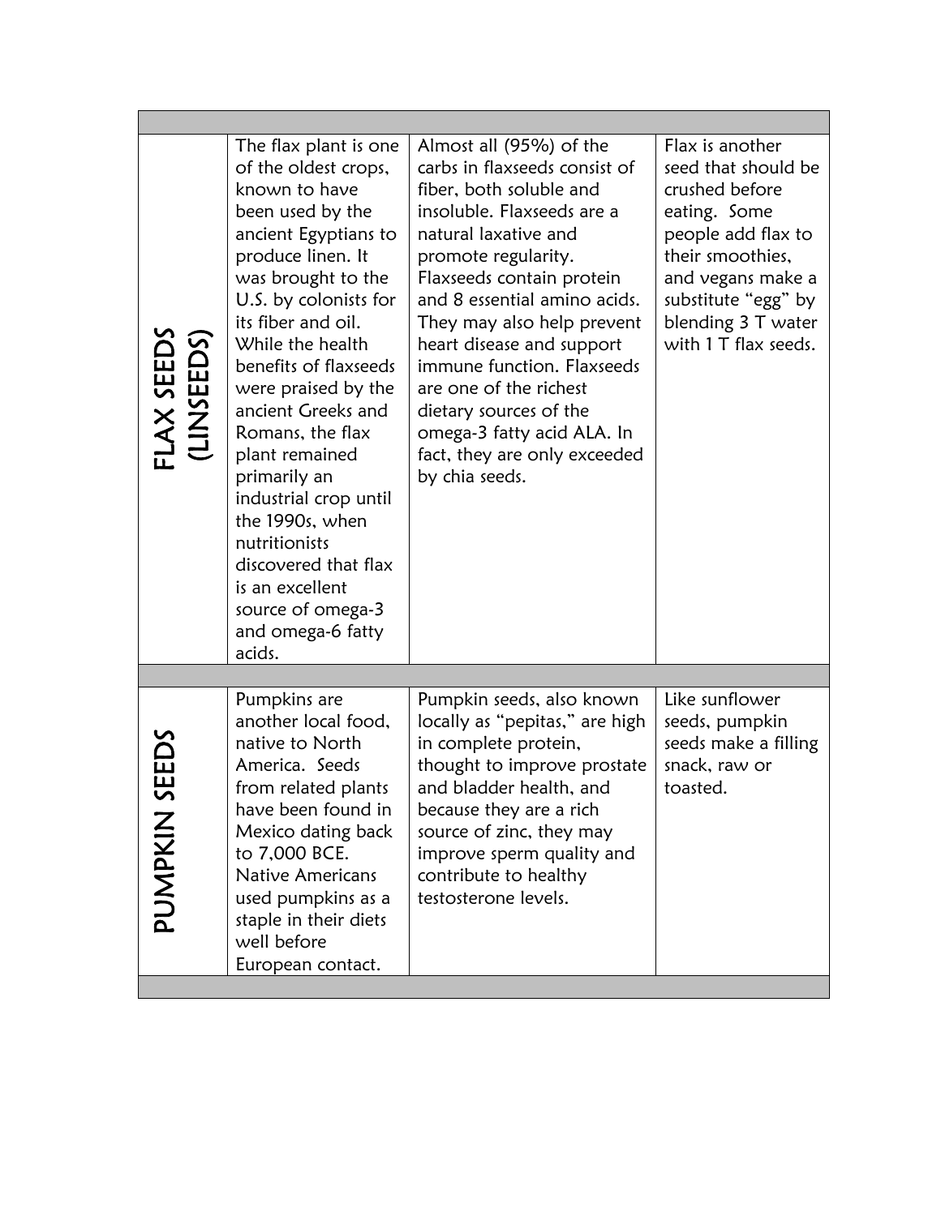| | | | |
|---|---|---|---|
| FLAX SEEDS (LINSEEDS) | The flax plant is one of the oldest crops, known to have been used by the ancient Egyptians to produce linen. It was brought to the U.S. by colonists for its fiber and oil. While the health benefits of flaxseeds were praised by the ancient Greeks and Romans, the flax plant remained primarily an industrial crop until the 1990s, when nutritionists discovered that flax is an excellent source of omega-3 and omega-6 fatty acids. | Almost all (95%) of the carbs in flaxseeds consist of fiber, both soluble and insoluble. Flaxseeds are a natural laxative and promote regularity. Flaxseeds contain protein and 8 essential amino acids. They may also help prevent heart disease and support immune function. Flaxseeds are one of the richest dietary sources of the omega-3 fatty acid ALA. In fact, they are only exceeded by chia seeds. | Flax is another seed that should be crushed before eating. Some people add flax to their smoothies, and vegans make a substitute "egg" by blending 3 T water with 1 T flax seeds. |
| | | | |
| PUMPKIN SEEDS | Pumpkins are another local food, native to North America. Seeds from related plants have been found in Mexico dating back to 7,000 BCE. Native Americans used pumpkins as a staple in their diets well before European contact. | Pumpkin seeds, also known locally as "pepitas," are high in complete protein, thought to improve prostate and bladder health, and because they are a rich source of zinc, they may improve sperm quality and contribute to healthy testosterone levels. | Like sunflower seeds, pumpkin seeds make a filling snack, raw or toasted. |
| | | | |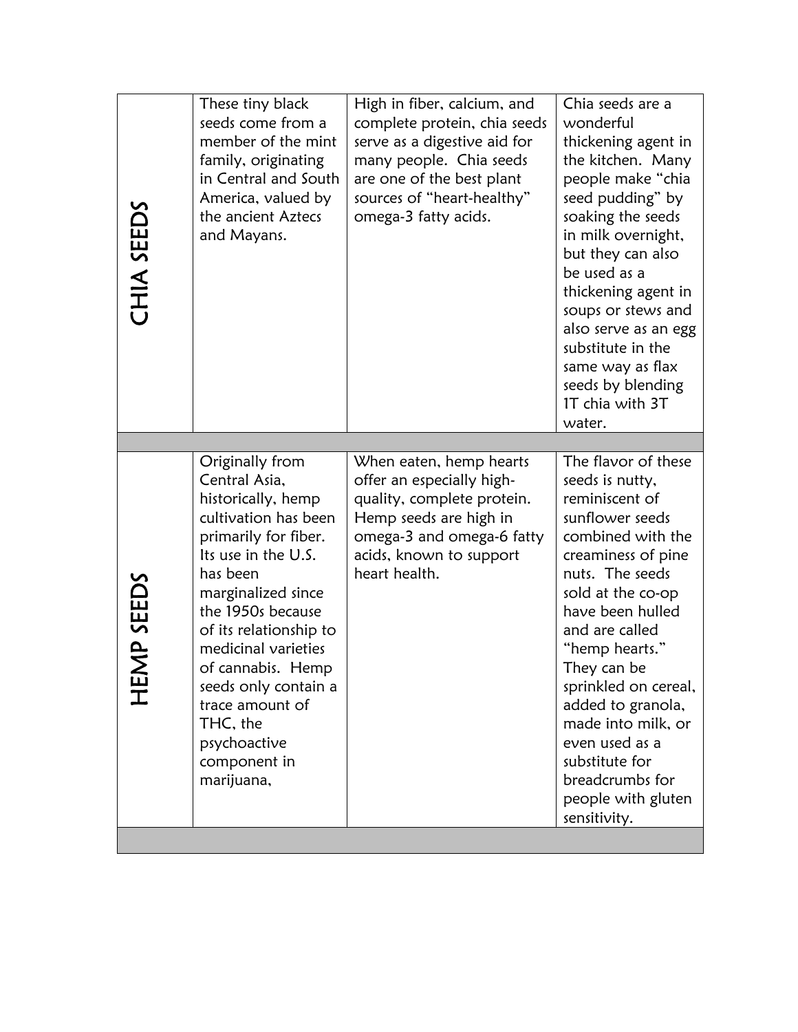| | | | |
|---|---|---|---|
| CHIA SEEDS | These tiny black seeds come from a member of the mint family, originating in Central and South America, valued by the ancient Aztecs and Mayans. | High in fiber, calcium, and complete protein, chia seeds serve as a digestive aid for many people. Chia seeds are one of the best plant sources of "heart-healthy" omega-3 fatty acids. | Chia seeds are a wonderful thickening agent in the kitchen. Many people make "chia seed pudding" by soaking the seeds in milk overnight, but they can also be used as a thickening agent in soups or stews and also serve as an egg substitute in the same way as flax seeds by blending 1T chia with 3T water. |
| | | | |
| HEMP SEEDS | Originally from Central Asia, historically, hemp cultivation has been primarily for fiber. Its use in the U.S. has been marginalized since the 1950s because of its relationship to medicinal varieties of cannabis. Hemp seeds only contain a trace amount of THC, the psychoactive component in marijuana, | When eaten, hemp hearts offer an especially high-quality, complete protein. Hemp seeds are high in omega-3 and omega-6 fatty acids, known to support heart health. | The flavor of these seeds is nutty, reminiscent of sunflower seeds combined with the creaminess of pine nuts. The seeds sold at the co-op have been hulled and are called "hemp hearts." They can be sprinkled on cereal, added to granola, made into milk, or even used as a substitute for breadcrumbs for people with gluten sensitivity. |
| | | | |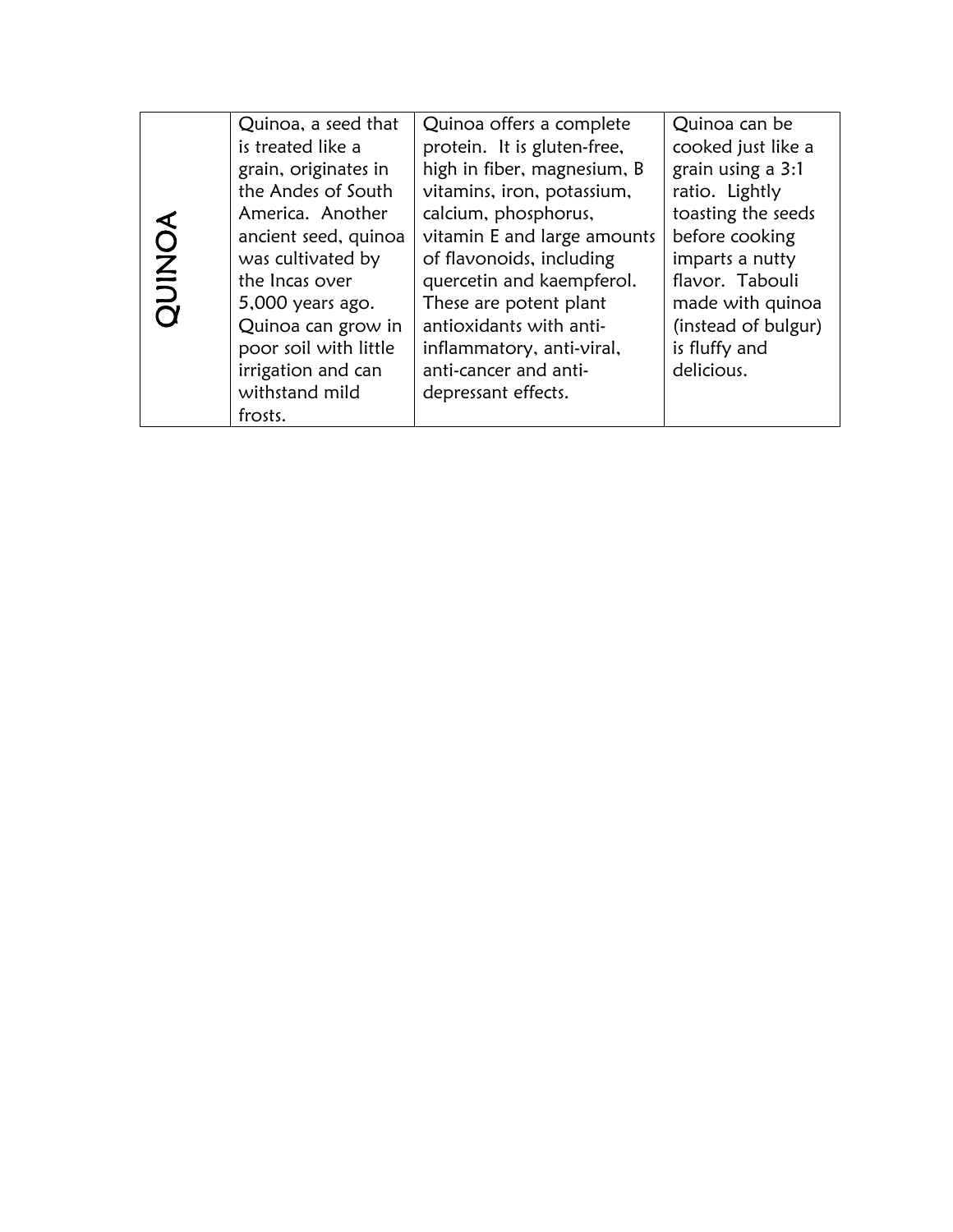| | | | |
|---|---|---|---|
| QUINOA | Quinoa, a seed that is treated like a grain, originates in the Andes of South America. Another ancient seed, quinoa was cultivated by the Incas over 5,000 years ago. Quinoa can grow in poor soil with little irrigation and can withstand mild frosts. | Quinoa offers a complete protein. It is gluten-free, high in fiber, magnesium, B vitamins, iron, potassium, calcium, phosphorus, vitamin E and large amounts of flavonoids, including quercetin and kaempferol. These are potent plant antioxidants with anti-inflammatory, anti-viral, anti-cancer and anti-depressant effects. | Quinoa can be cooked just like a grain using a 3:1 ratio. Lightly toasting the seeds before cooking imparts a nutty flavor. Tabouli made with quinoa (instead of bulgur) is fluffy and delicious. |